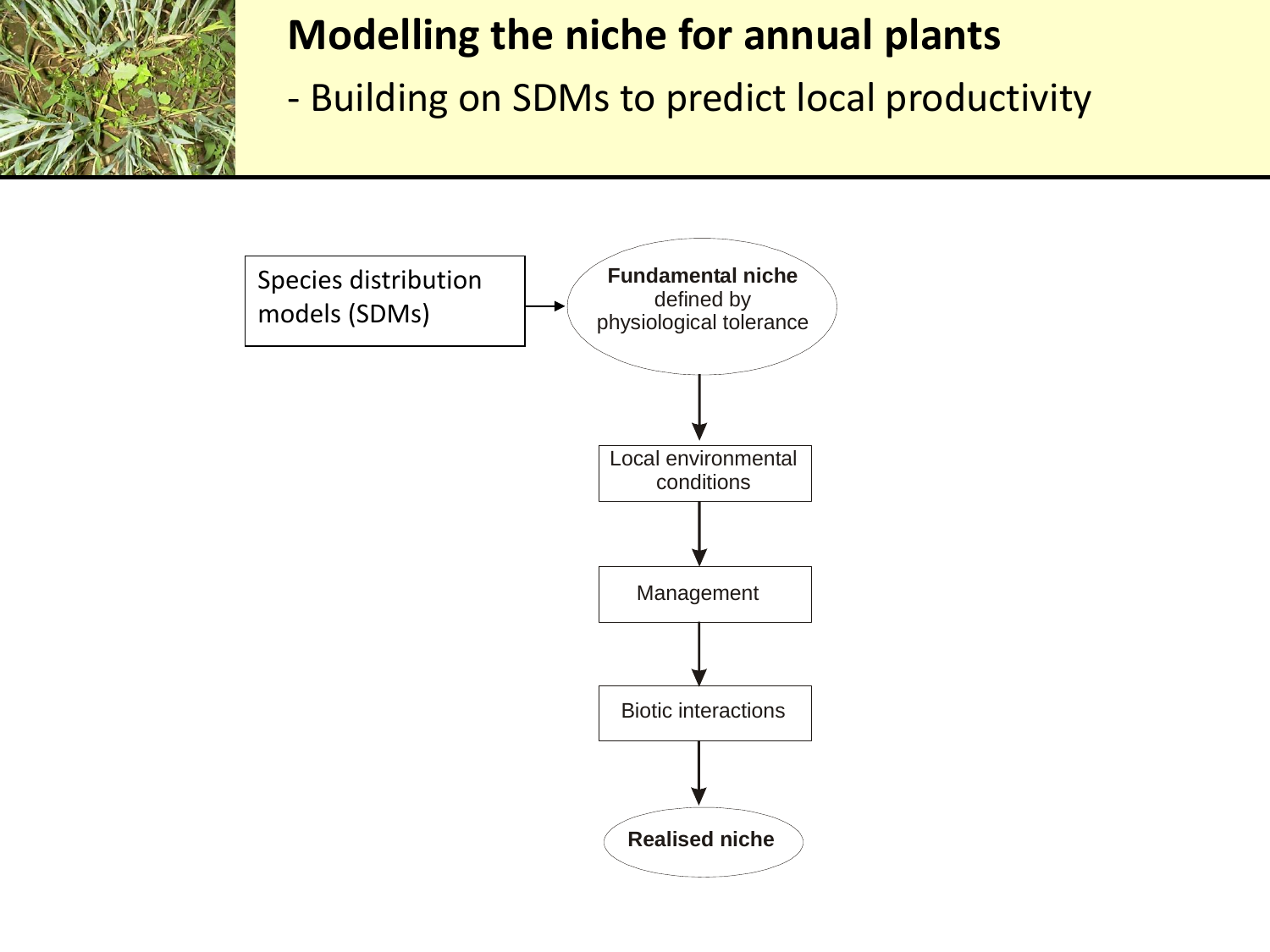# Modelling the niche for annual plants

## - Building on SDMs to predict local productivity

Species distribution models (SDMs) → **Fundamental niche** defined by physiological tolerance

↓

Local environmental conditions

↓

Management

↓

Biotic interactions

↓

**Realised niche**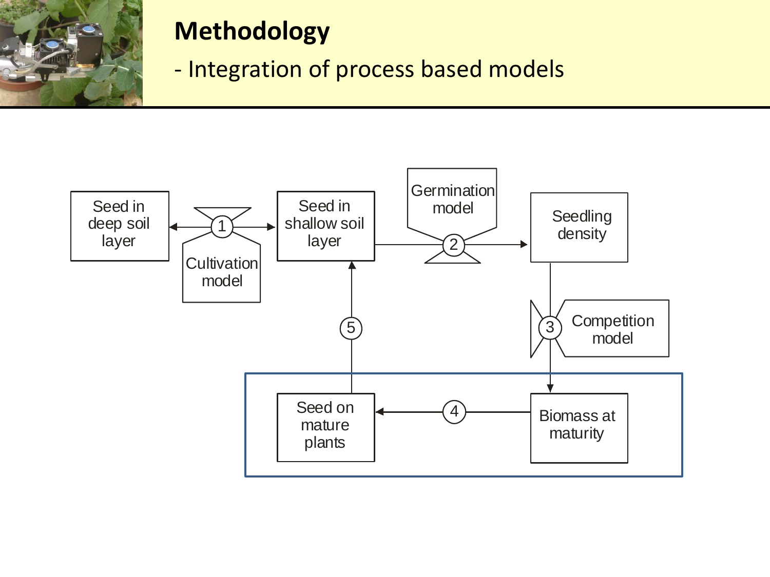# Methodology

- Integration of process based models

Seed in deep soil layer

1 Cultivation model

Seed in shallow soil layer

Germination model 2

Seedling density

3 Competition model

Biomass at maturity

4

Seed on mature plants

5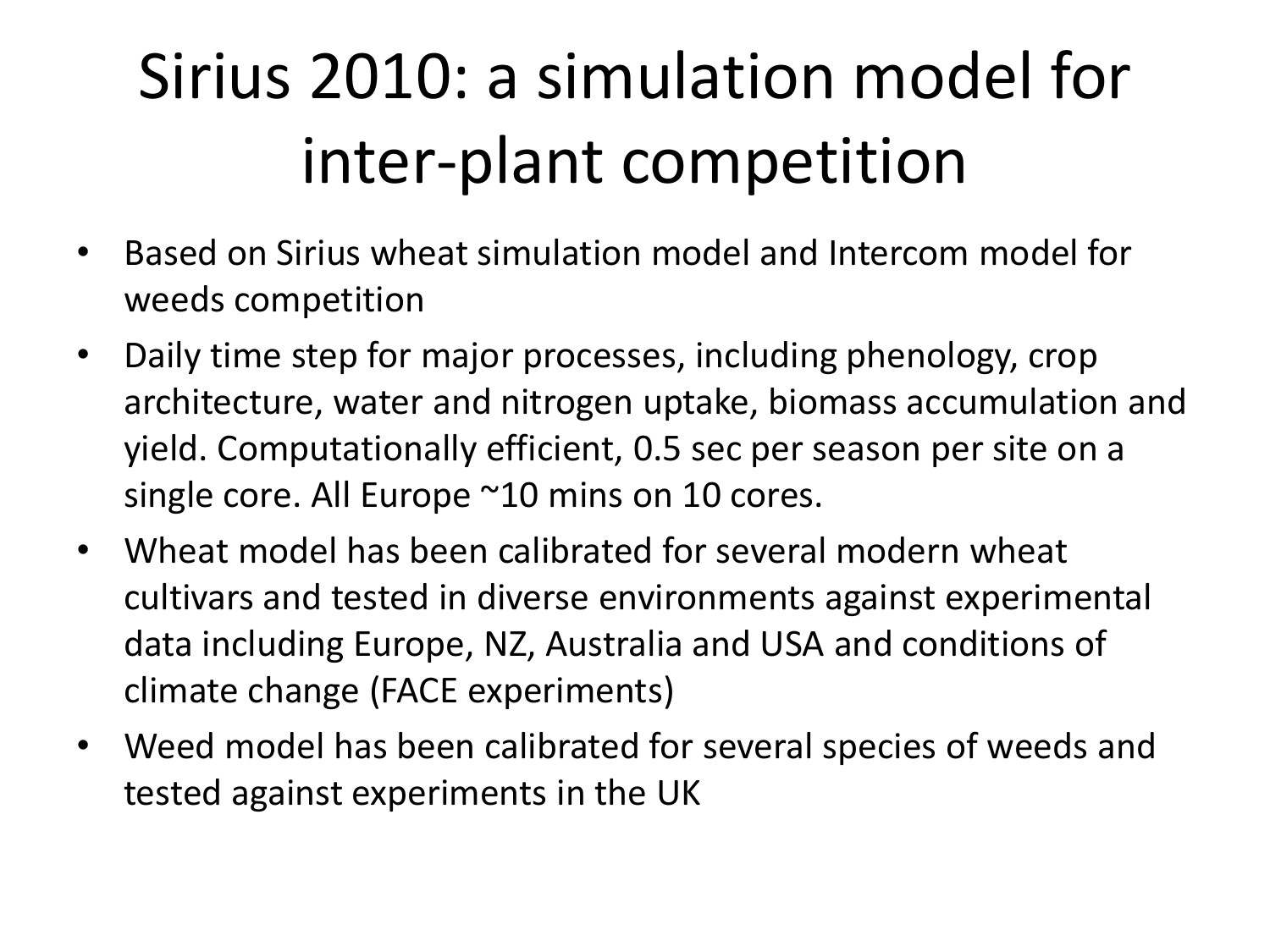# Sirius 2010: a simulation model for inter-plant competition

- Based on Sirius wheat simulation model and Intercom model for weeds competition
- Daily time step for major processes, including phenology, crop architecture, water and nitrogen uptake, biomass accumulation and yield. Computationally efficient, 0.5 sec per season per site on a single core. All Europe ~10 mins on 10 cores.
- Wheat model has been calibrated for several modern wheat cultivars and tested in diverse environments against experimental data including Europe, NZ, Australia and USA and conditions of climate change (FACE experiments)
- Weed model has been calibrated for several species of weeds and tested against experiments in the UK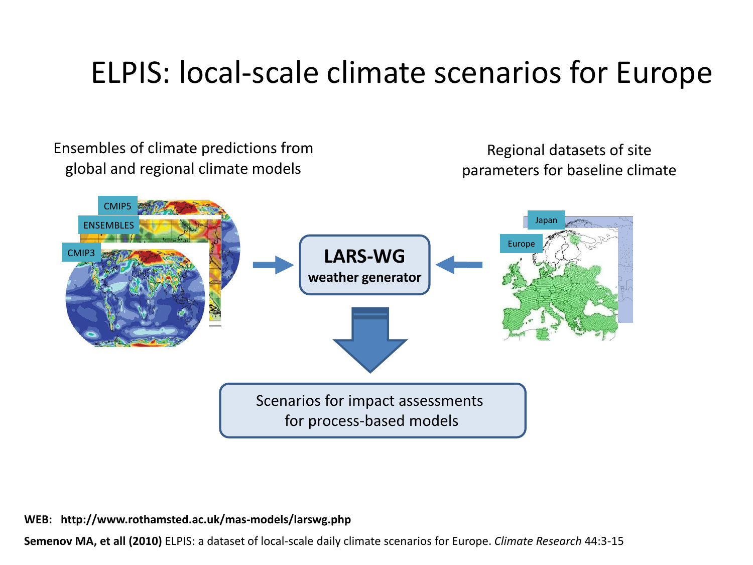# ELPIS: local-scale climate scenarios for Europe

Ensembles of climate predictions from global and regional climate models

Regional datasets of site parameters for baseline climate

CMIP5

ENSEMBLES

CMIP3

Japan

Europe

**LARS-WG**
**weather generator**

Scenarios for impact assessments for process-based models

**WEB: http://www.rothamsted.ac.uk/mas-models/larswg.php**

**Semenov MA, et all (2010)** ELPIS: a dataset of local-scale daily climate scenarios for Europe. *Climate Research* 44:3-15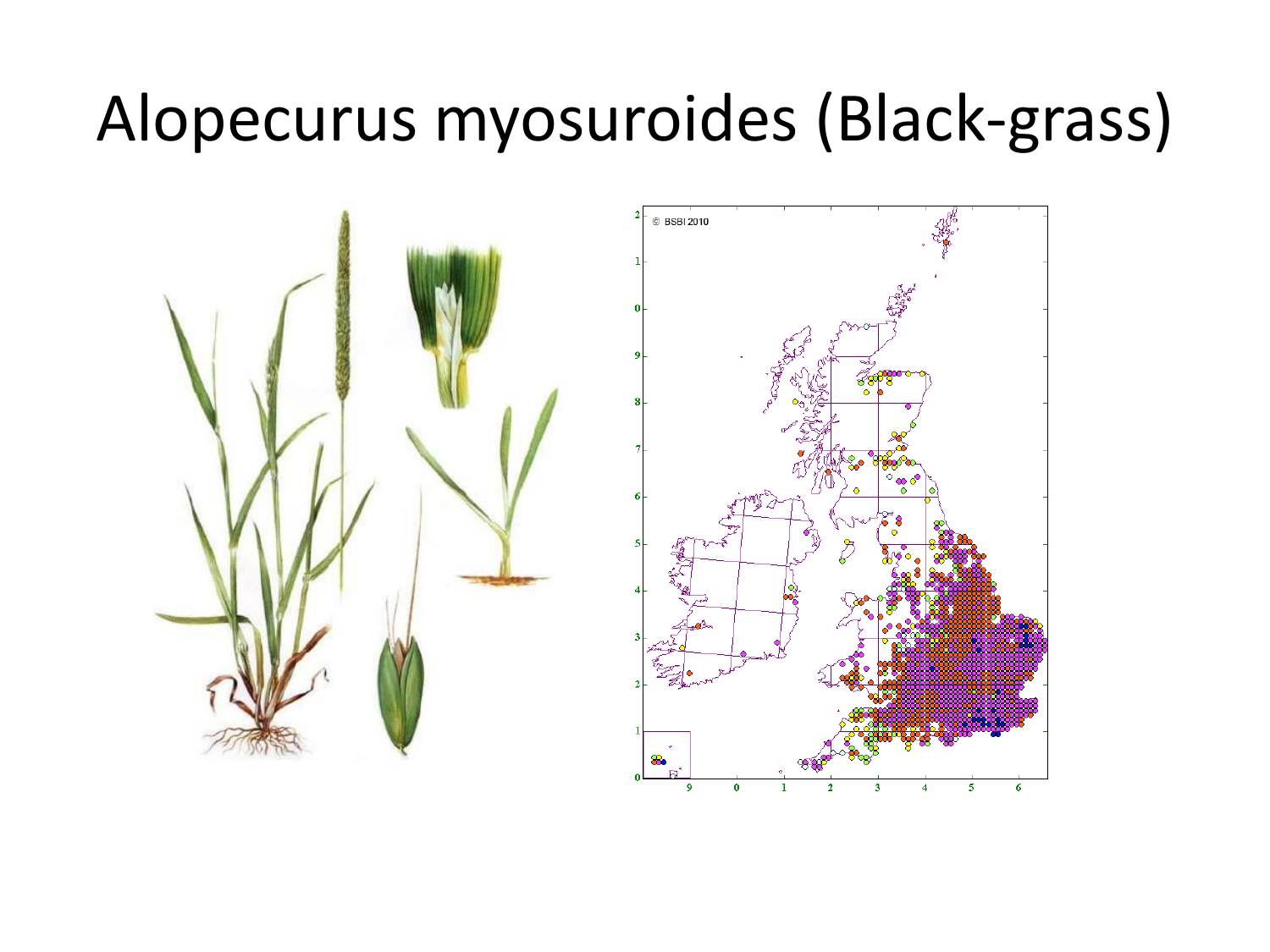# Alopecurus myosuroides (Black-grass)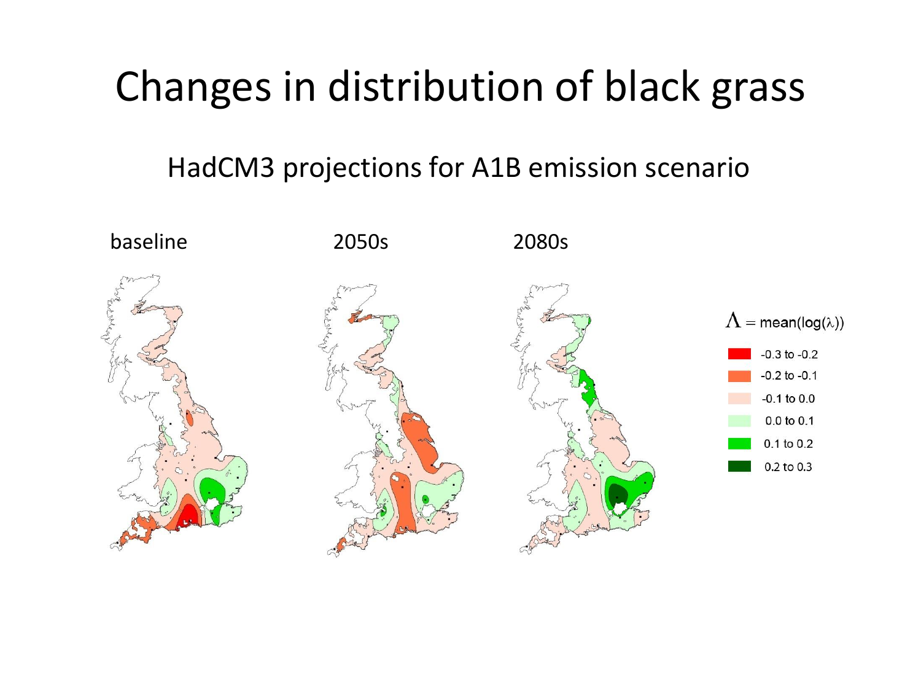# Changes in distribution of black grass

## HadCM3 projections for A1B emission scenario

baseline

2050s

2080s

$\Lambda = \text{mean}(\log(\lambda))$

-0.3 to -0.2

-0.2 to -0.1

-0.1 to 0.0

0.0 to 0.1

0.1 to 0.2

0.2 to 0.3